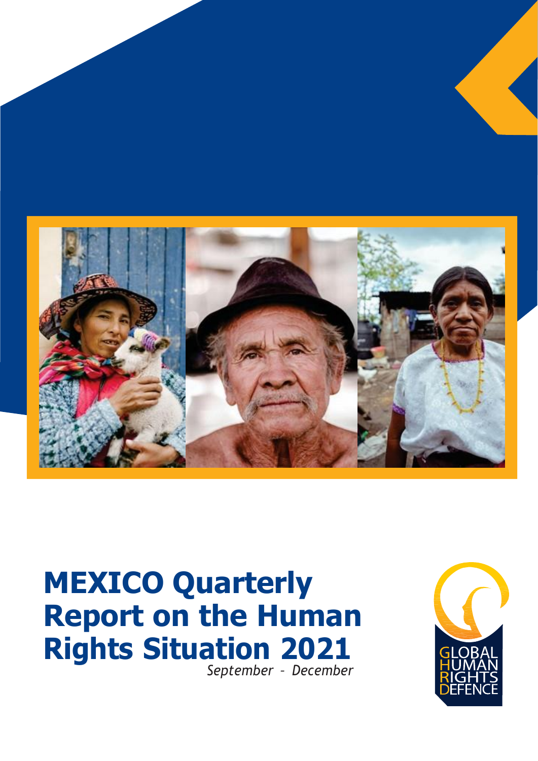# MEXICO Quarterly Report on the Human Rights Situation 2021

*September - December*

GLOBAL HUMAN RIGHTS DEFENCE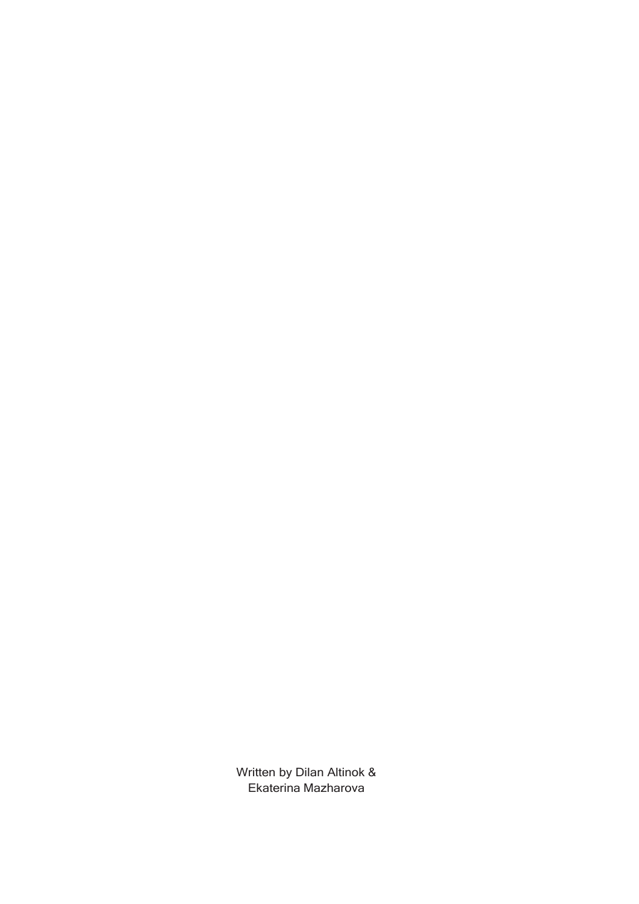Written by Dilan Altinok &
Ekaterina Mazharova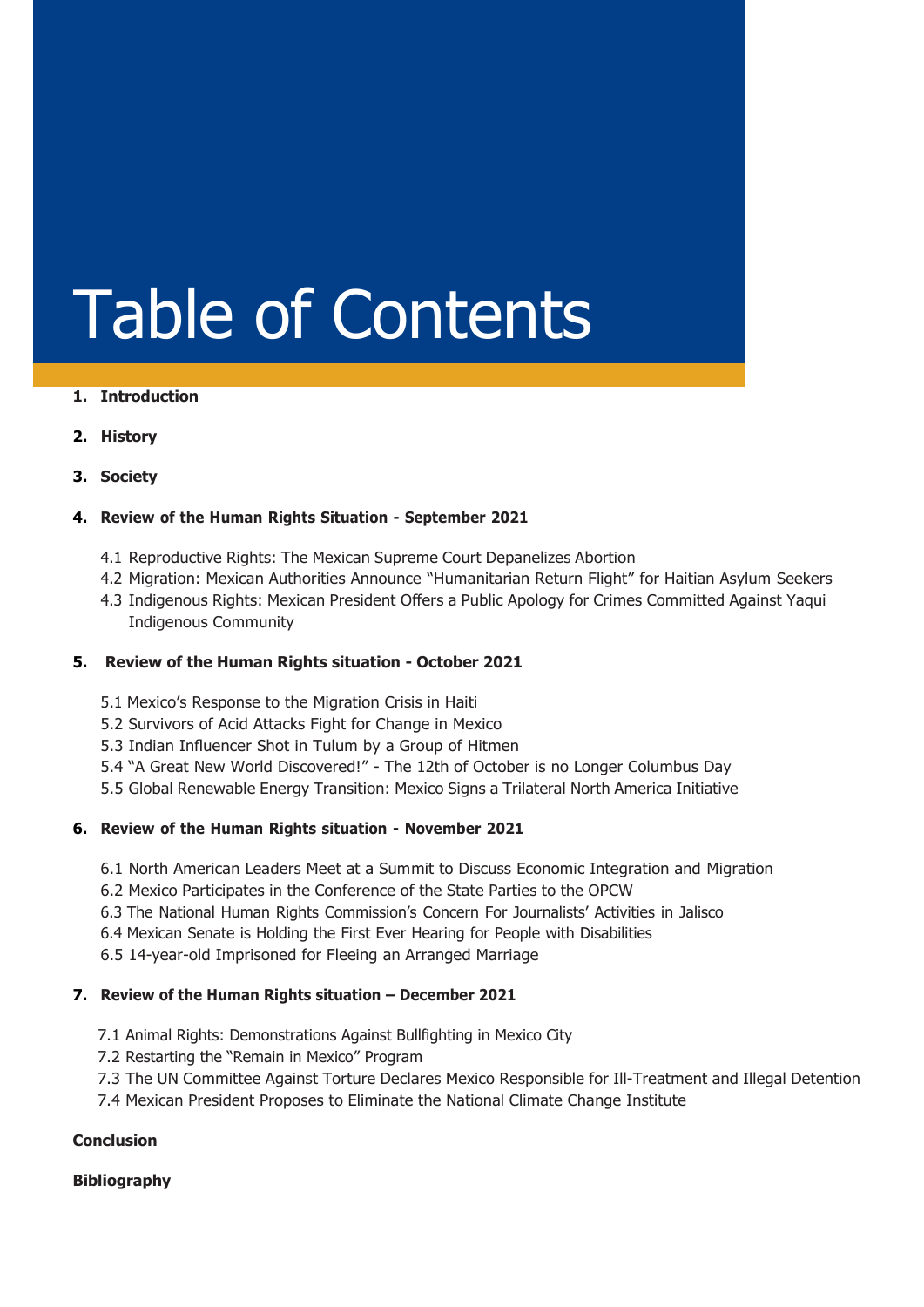# Table of Contents

1. **Introduction**

2. **History**

3. **Society**

4. **Review of the Human Rights Situation - September 2021**

   4.1 Reproductive Rights: The Mexican Supreme Court Depanelizes Abortion
   4.2 Migration: Mexican Authorities Announce "Humanitarian Return Flight" for Haitian Asylum Seekers
   4.3 Indigenous Rights: Mexican President Offers a Public Apology for Crimes Committed Against Yaqui Indigenous Community

5. **Review of the Human Rights situation - October 2021**

   5.1 Mexico's Response to the Migration Crisis in Haiti
   5.2 Survivors of Acid Attacks Fight for Change in Mexico
   5.3 Indian Influencer Shot in Tulum by a Group of Hitmen
   5.4 "A Great New World Discovered!" - The 12th of October is no Longer Columbus Day
   5.5 Global Renewable Energy Transition: Mexico Signs a Trilateral North America Initiative

6. **Review of the Human Rights situation - November 2021**

   6.1 North American Leaders Meet at a Summit to Discuss Economic Integration and Migration
   6.2 Mexico Participates in the Conference of the State Parties to the OPCW
   6.3 The National Human Rights Commission's Concern For Journalists' Activities in Jalisco
   6.4 Mexican Senate is Holding the First Ever Hearing for People with Disabilities
   6.5 14-year-old Imprisoned for Fleeing an Arranged Marriage

7. **Review of the Human Rights situation – December 2021**

   7.1 Animal Rights: Demonstrations Against Bullfighting in Mexico City
   7.2 Restarting the "Remain in Mexico" Program
   7.3 The UN Committee Against Torture Declares Mexico Responsible for Ill-Treatment and Illegal Detention
   7.4 Mexican President Proposes to Eliminate the National Climate Change Institute

**Conclusion**

**Bibliography**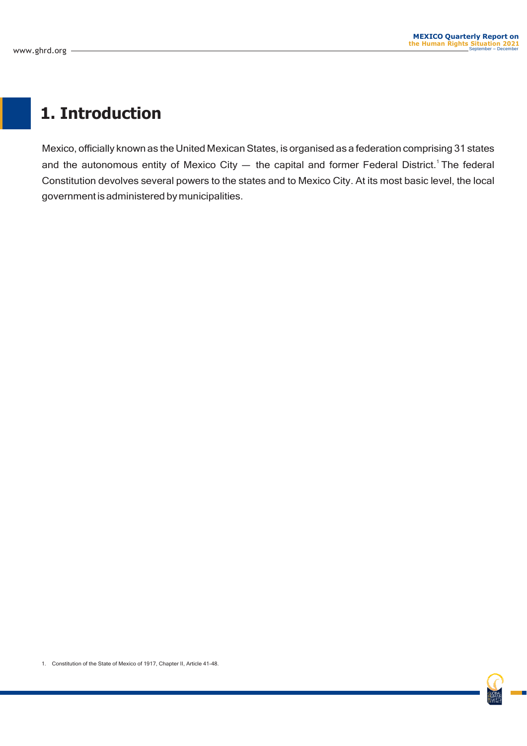# 1. Introduction

Mexico, officially known as the United Mexican States, is organised as a federation comprising 31 states and the autonomous entity of Mexico City — the capital and former Federal District.[1] The federal Constitution devolves several powers to the states and to Mexico City. At its most basic level, the local government is administered by municipalities.

1. Constitution of the State of Mexico of 1917, Chapter II, Article 41-48.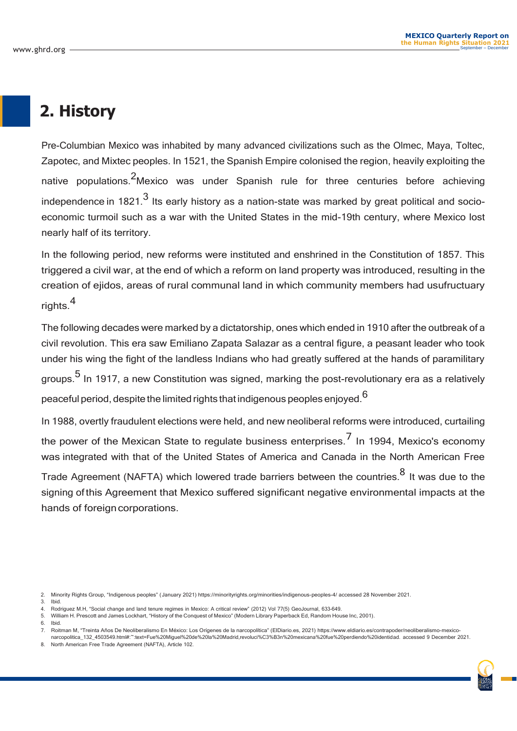## 2. History

Pre-Columbian Mexico was inhabited by many advanced civilizations such as the Olmec, Maya, Toltec, Zapotec, and Mixtec peoples. In 1521, the Spanish Empire colonised the region, heavily exploiting the native populations.[2] Mexico was under Spanish rule for three centuries before achieving independence in 1821.[3] Its early history as a nation-state was marked by great political and socio-economic turmoil such as a war with the United States in the mid-19th century, where Mexico lost nearly half of its territory.

In the following period, new reforms were instituted and enshrined in the Constitution of 1857. This triggered a civil war, at the end of which a reform on land property was introduced, resulting in the creation of ejidos, areas of rural communal land in which community members had usufructuary rights.[4]

The following decades were marked by a dictatorship, ones which ended in 1910 after the outbreak of a civil revolution. This era saw Emiliano Zapata Salazar as a central figure, a peasant leader who took under his wing the fight of the landless Indians who had greatly suffered at the hands of paramilitary groups.[5] In 1917, a new Constitution was signed, marking the post-revolutionary era as a relatively peaceful period, despite the limited rights that indigenous peoples enjoyed.[6]

In 1988, overtly fraudulent elections were held, and new neoliberal reforms were introduced, curtailing the power of the Mexican State to regulate business enterprises.[7] In 1994, Mexico's economy was integrated with that of the United States of America and Canada in the North American Free Trade Agreement (NAFTA) which lowered trade barriers between the countries.[8] It was due to the signing of this Agreement that Mexico suffered significant negative environmental impacts at the hands of foreign corporations.

2. Minority Rights Group, "Indigenous peoples" (January 2021) https://minorityrights.org/minorities/indigenous-peoples-4/ accessed 28 November 2021.
3. Ibid.
4. Rodriguez M.H, "Social change and land tenure regimes in Mexico: A critical review" (2012) Vol 77(5) GeoJournal, 633-649.
5. William H. Prescott and James Lockhart, "History of the Conquest of Mexico" (Modern Library Paperback Ed, Random House Inc, 2001).
6. Ibid.
7. Roitman M, "Treinta Años De Neoliberalismo En México: Los Orígenes de la narcopolítica" (ElDiario.es, 2021) https://www.eldiario.es/contrapoder/neoliberalismo-mexico-narcopolitica_132_4503549.html#:~:text=Fue%20Miguel%20de%20la%20Madrid,revoluci%C3%B3n%20mexicana%20fue%20perdiendo%20identidad. accessed 9 December 2021.
8. North American Free Trade Agreement (NAFTA), Article 102.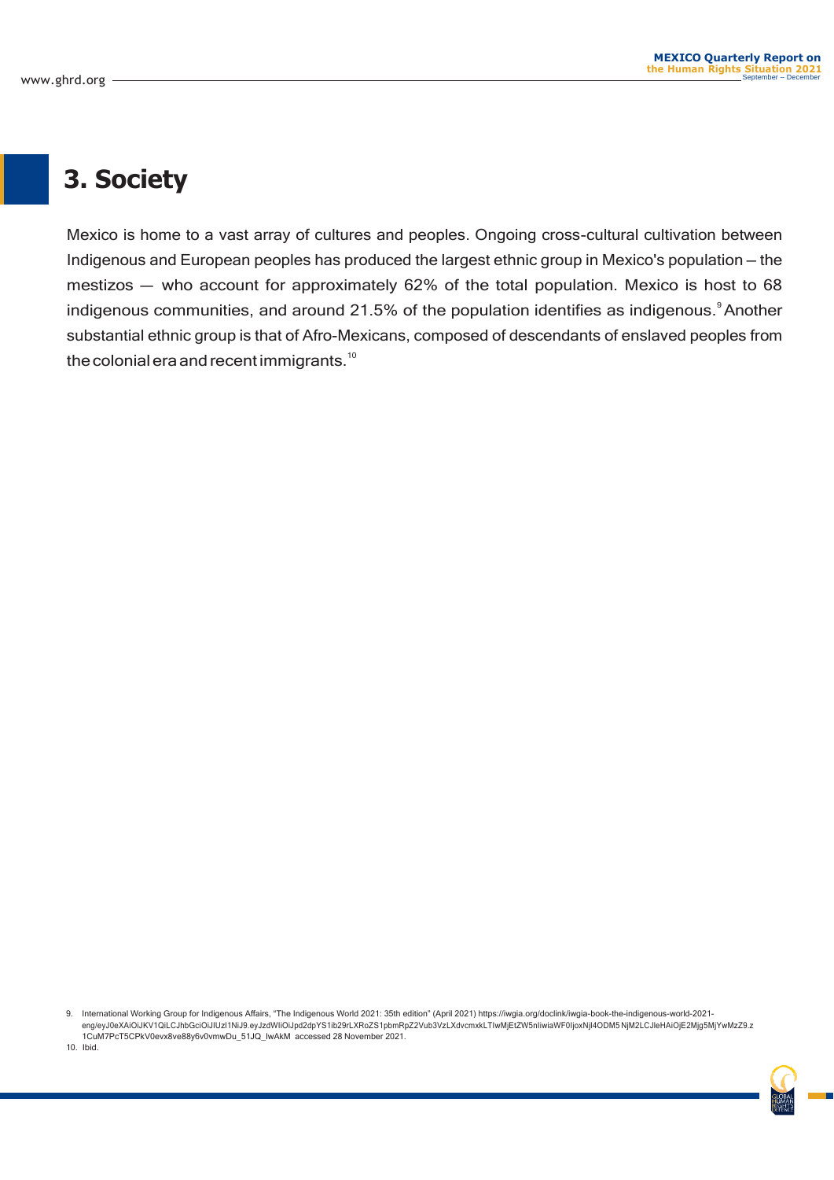# 3. Society

Mexico is home to a vast array of cultures and peoples. Ongoing cross-cultural cultivation between Indigenous and European peoples has produced the largest ethnic group in Mexico's population – the mestizos — who account for approximately 62% of the total population. Mexico is host to 68 indigenous communities, and around 21.5% of the population identifies as indigenous.[9] Another substantial ethnic group is that of Afro-Mexicans, composed of descendants of enslaved peoples from the colonial era and recent immigrants.[10]

9. International Working Group for Indigenous Affairs, "The Indigenous World 2021: 35th edition" (April 2021) https://iwgia.org/doclink/iwgia-book-the-indigenous-world-2021-eng/eyJ0eXAiOiJKV1QiLCJhbGciOiJIUzI1NiJ9.eyJzdWIiOiJpd2dpYS1ib29rLXRoZS1pbmRpZ2Vub3VzLXdvcmxkLTIwMjEtZW5nIiwiaWF0IjoxNjI4ODM5NjM2LCJleHAiOjE2Mjg5MjYwMzZ9.z1CuM7PcT5CPkV0evx8ve88y6v0vmwDu_51JQ_lwAkM accessed 28 November 2021.

10. Ibid.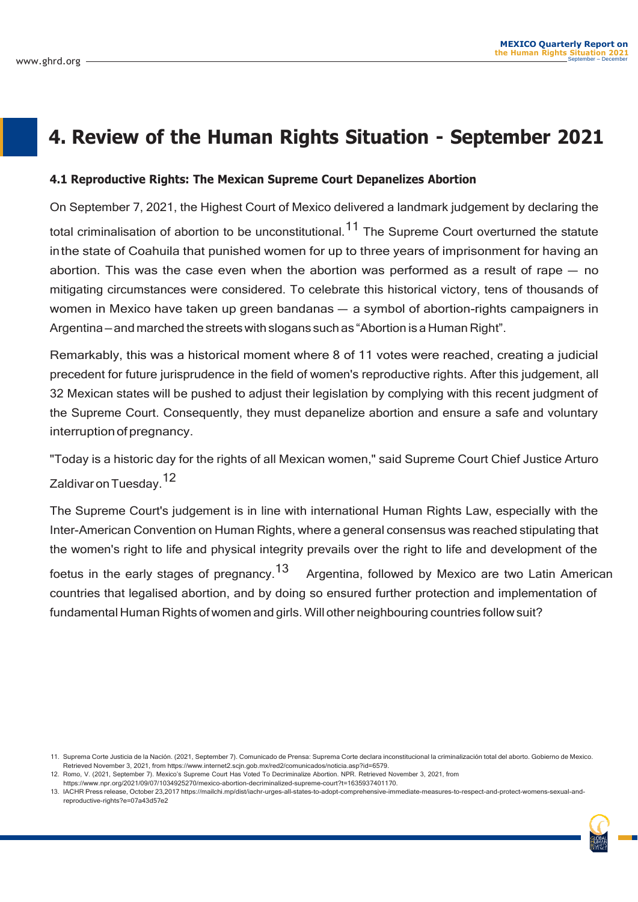# 4. Review of the Human Rights Situation - September 2021

### 4.1 Reproductive Rights: The Mexican Supreme Court Depanelizes Abortion

On September 7, 2021, the Highest Court of Mexico delivered a landmark judgement by declaring the total criminalisation of abortion to be unconstitutional.[11] The Supreme Court overturned the statute inthe state of Coahuila that punished women for up to three years of imprisonment for having an abortion. This was the case even when the abortion was performed as a result of rape — no mitigating circumstances were considered. To celebrate this historical victory, tens of thousands of women in Mexico have taken up green bandanas — a symbol of abortion-rights campaigners in Argentina—and marched the streets with slogans such as "Abortion is a Human Right".

Remarkably, this was a historical moment where 8 of 11 votes were reached, creating a judicial precedent for future jurisprudence in the field of women's reproductive rights. After this judgement, all 32 Mexican states will be pushed to adjust their legislation by complying with this recent judgment of the Supreme Court. Consequently, they must depanelize abortion and ensure a safe and voluntary interruption of pregnancy.

"Today is a historic day for the rights of all Mexican women," said Supreme Court Chief Justice Arturo Zaldivar on Tuesday.[12]

The Supreme Court's judgement is in line with international Human Rights Law, especially with the Inter-American Convention on Human Rights, where a general consensus was reached stipulating that the women's right to life and physical integrity prevails over the right to life and development of the foetus in the early stages of pregnancy.[13] Argentina, followed by Mexico are two Latin American countries that legalised abortion, and by doing so ensured further protection and implementation of fundamental Human Rights of women and girls. Will other neighbouring countries follow suit?

---

11. Suprema Corte Justicia de la Nación. (2021, September 7). Comunicado de Prensa: Suprema Corte declara inconstitucional la criminalización total del aborto. Gobierno de Mexico. Retrieved November 3, 2021, from https://www.internet2.scjn.gob.mx/red2/comunicados/noticia.asp?id=6579.
12. Romo, V. (2021, September 7). Mexico's Supreme Court Has Voted To Decriminalize Abortion. NPR. Retrieved November 3, 2021, from https://www.npr.org/2021/09/07/1034925270/mexico-abortion-decriminalized-supreme-court?t=1635937401170.
13. IACHR Press release, October 23,2017 https://mailchi.mp/dist/iachr-urges-all-states-to-adopt-comprehensive-immediate-measures-to-respect-and-protect-womens-sexual-and-reproductive-rights?e=07a43d57e2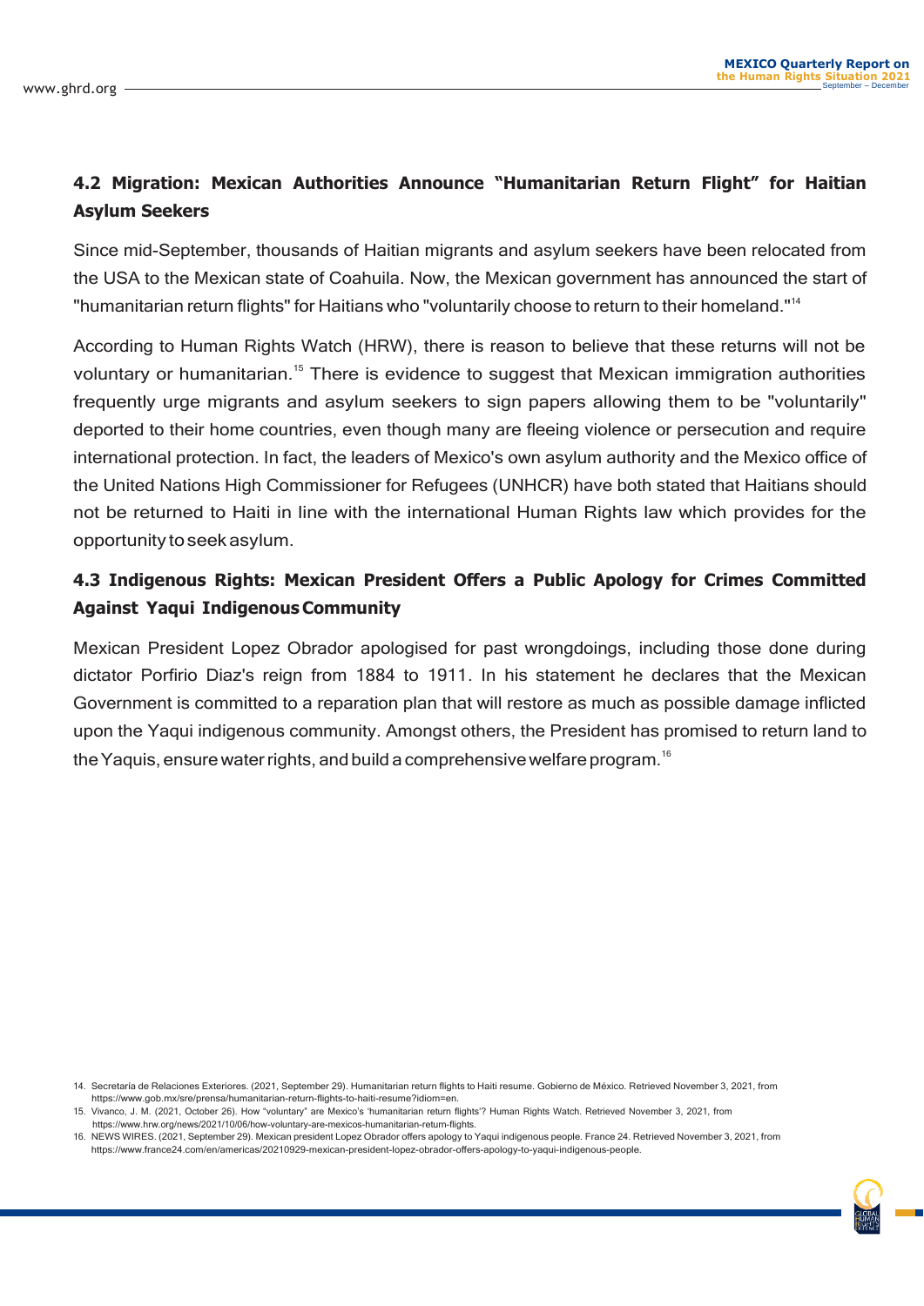### 4.2 Migration: Mexican Authorities Announce "Humanitarian Return Flight" for Haitian Asylum Seekers

Since mid-September, thousands of Haitian migrants and asylum seekers have been relocated from the USA to the Mexican state of Coahuila. Now, the Mexican government has announced the start of "humanitarian return flights" for Haitians who "voluntarily choose to return to their homeland."[14]

According to Human Rights Watch (HRW), there is reason to believe that these returns will not be voluntary or humanitarian.[15] There is evidence to suggest that Mexican immigration authorities frequently urge migrants and asylum seekers to sign papers allowing them to be "voluntarily" deported to their home countries, even though many are fleeing violence or persecution and require international protection. In fact, the leaders of Mexico's own asylum authority and the Mexico office of the United Nations High Commissioner for Refugees (UNHCR) have both stated that Haitians should not be returned to Haiti in line with the international Human Rights law which provides for the opportunity to seek asylum.

### 4.3 Indigenous Rights: Mexican President Offers a Public Apology for Crimes Committed Against Yaqui Indigenous Community

Mexican President Lopez Obrador apologised for past wrongdoings, including those done during dictator Porfirio Diaz's reign from 1884 to 1911. In his statement he declares that the Mexican Government is committed to a reparation plan that will restore as much as possible damage inflicted upon the Yaqui indigenous community. Amongst others, the President has promised to return land to the Yaquis, ensure water rights, and build a comprehensive welfare program.[16]

14. Secretaría de Relaciones Exteriores. (2021, September 29). Humanitarian return flights to Haiti resume. Gobierno de México. Retrieved November 3, 2021, from https://www.gob.mx/sre/prensa/humanitarian-return-flights-to-haiti-resume?idiom=en.
15. Vivanco, J. M. (2021, October 26). How "voluntary" are Mexico's 'humanitarian return flights'? Human Rights Watch. Retrieved November 3, 2021, from https://www.hrw.org/news/2021/10/06/how-voluntary-are-mexicos-humanitarian-return-flights.
16. NEWS WIRES. (2021, September 29). Mexican president Lopez Obrador offers apology to Yaqui indigenous people. France 24. Retrieved November 3, 2021, from https://www.france24.com/en/americas/20210929-mexican-president-lopez-obrador-offers-apology-to-yaqui-indigenous-people.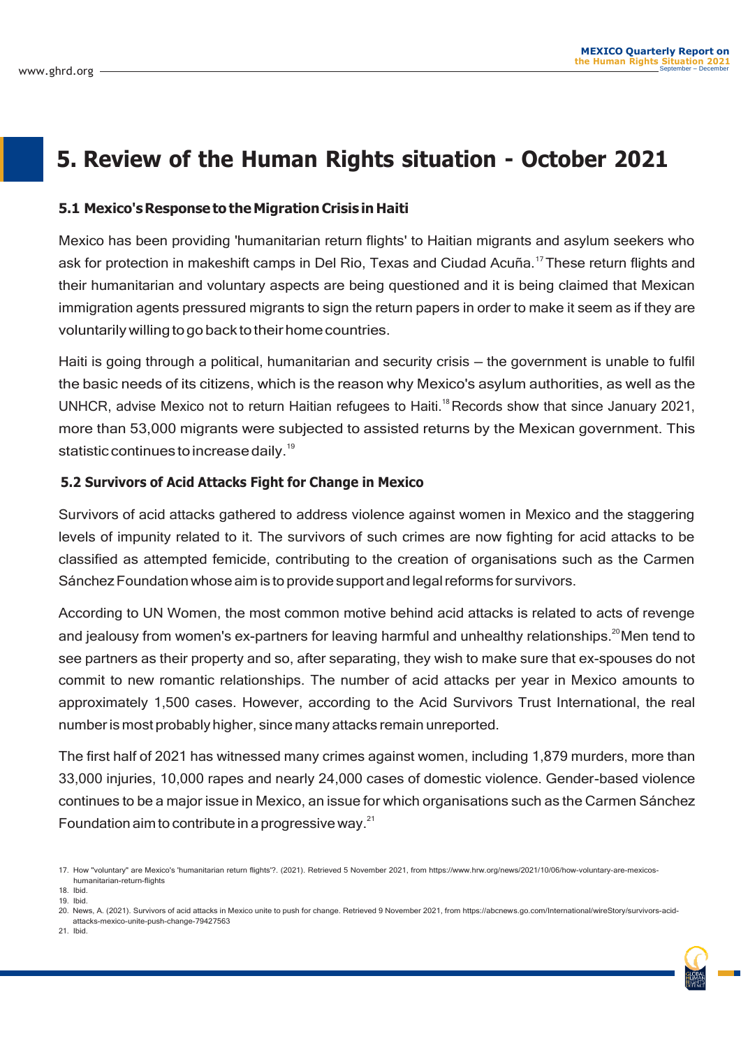# 5. Review of the Human Rights situation - October 2021

## 5.1 Mexico's Response to the Migration Crisis in Haiti

Mexico has been providing 'humanitarian return flights' to Haitian migrants and asylum seekers who ask for protection in makeshift camps in Del Rio, Texas and Ciudad Acuña.[17] These return flights and their humanitarian and voluntary aspects are being questioned and it is being claimed that Mexican immigration agents pressured migrants to sign the return papers in order to make it seem as if they are voluntarily willing to go back to their home countries.

Haiti is going through a political, humanitarian and security crisis – the government is unable to fulfil the basic needs of its citizens, which is the reason why Mexico's asylum authorities, as well as the UNHCR, advise Mexico not to return Haitian refugees to Haiti.[18] Records show that since January 2021, more than 53,000 migrants were subjected to assisted returns by the Mexican government. This statistic continues to increase daily.[19]

## 5.2 Survivors of Acid Attacks Fight for Change in Mexico

Survivors of acid attacks gathered to address violence against women in Mexico and the staggering levels of impunity related to it. The survivors of such crimes are now fighting for acid attacks to be classified as attempted femicide, contributing to the creation of organisations such as the Carmen Sánchez Foundation whose aim is to provide support and legal reforms for survivors.

According to UN Women, the most common motive behind acid attacks is related to acts of revenge and jealousy from women's ex-partners for leaving harmful and unhealthy relationships.[20] Men tend to see partners as their property and so, after separating, they wish to make sure that ex-spouses do not commit to new romantic relationships. The number of acid attacks per year in Mexico amounts to approximately 1,500 cases. However, according to the Acid Survivors Trust International, the real number is most probably higher, since many attacks remain unreported.

The first half of 2021 has witnessed many crimes against women, including 1,879 murders, more than 33,000 injuries, 10,000 rapes and nearly 24,000 cases of domestic violence. Gender-based violence continues to be a major issue in Mexico, an issue for which organisations such as the Carmen Sánchez Foundation aim to contribute in a progressive way.[21]

---

17. How "voluntary" are Mexico's 'humanitarian return flights'?. (2021). Retrieved 5 November 2021, from https://www.hrw.org/news/2021/10/06/how-voluntary-are-mexicos-humanitarian-return-flights
18. Ibid.
19. Ibid.
20. News, A. (2021). Survivors of acid attacks in Mexico unite to push for change. Retrieved 9 November 2021, from https://abcnews.go.com/International/wireStory/survivors-acid-attacks-mexico-unite-push-change-79427563
21. Ibid.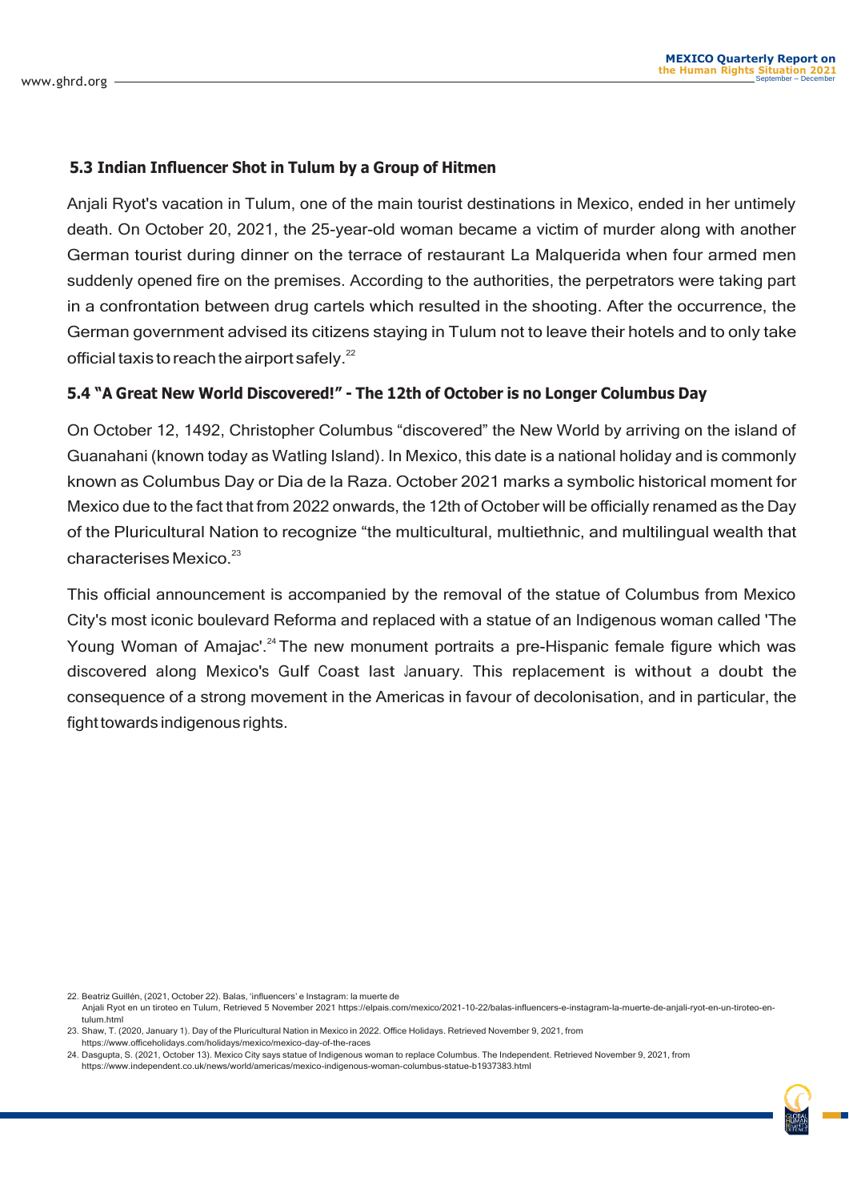### 5.3 Indian Influencer Shot in Tulum by a Group of Hitmen

Anjali Ryot's vacation in Tulum, one of the main tourist destinations in Mexico, ended in her untimely death. On October 20, 2021, the 25-year-old woman became a victim of murder along with another German tourist during dinner on the terrace of restaurant La Malquerida when four armed men suddenly opened fire on the premises. According to the authorities, the perpetrators were taking part in a confrontation between drug cartels which resulted in the shooting. After the occurrence, the German government advised its citizens staying in Tulum not to leave their hotels and to only take official taxis to reach the airport safely.[22]

### 5.4 "A Great New World Discovered!" - The 12th of October is no Longer Columbus Day

On October 12, 1492, Christopher Columbus "discovered" the New World by arriving on the island of Guanahani (known today as Watling Island). In Mexico, this date is a national holiday and is commonly known as Columbus Day or Dia de la Raza. October 2021 marks a symbolic historical moment for Mexico due to the fact that from 2022 onwards, the 12th of October will be officially renamed as the Day of the Pluricultural Nation to recognize "the multicultural, multiethnic, and multilingual wealth that characterises Mexico.[23]

This official announcement is accompanied by the removal of the statue of Columbus from Mexico City's most iconic boulevard Reforma and replaced with a statue of an Indigenous woman called 'The Young Woman of Amajac'.[24] The new monument portraits a pre-Hispanic female figure which was discovered along Mexico's Gulf Coast last January. This replacement is without a doubt the consequence of a strong movement in the Americas in favour of decolonisation, and in particular, the fight towards indigenous rights.

---

22. Beatriz Guillén, (2021, October 22). Balas, 'influencers' e Instagram: la muerte de Anjali Ryot en un tiroteo en Tulum, Retrieved 5 November 2021 https://elpais.com/mexico/2021-10-22/balas-influencers-e-instagram-la-muerte-de-anjali-ryot-en-un-tiroteo-en-tulum.html
23. Shaw, T. (2020, January 1). Day of the Pluricultural Nation in Mexico in 2022. Office Holidays. Retrieved November 9, 2021, from https://www.officeholidays.com/holidays/mexico/mexico-day-of-the-races
24. Dasgupta, S. (2021, October 13). Mexico City says statue of Indigenous woman to replace Columbus. The Independent. Retrieved November 9, 2021, from https://www.independent.co.uk/news/world/americas/mexico-indigenous-woman-columbus-statue-b1937383.html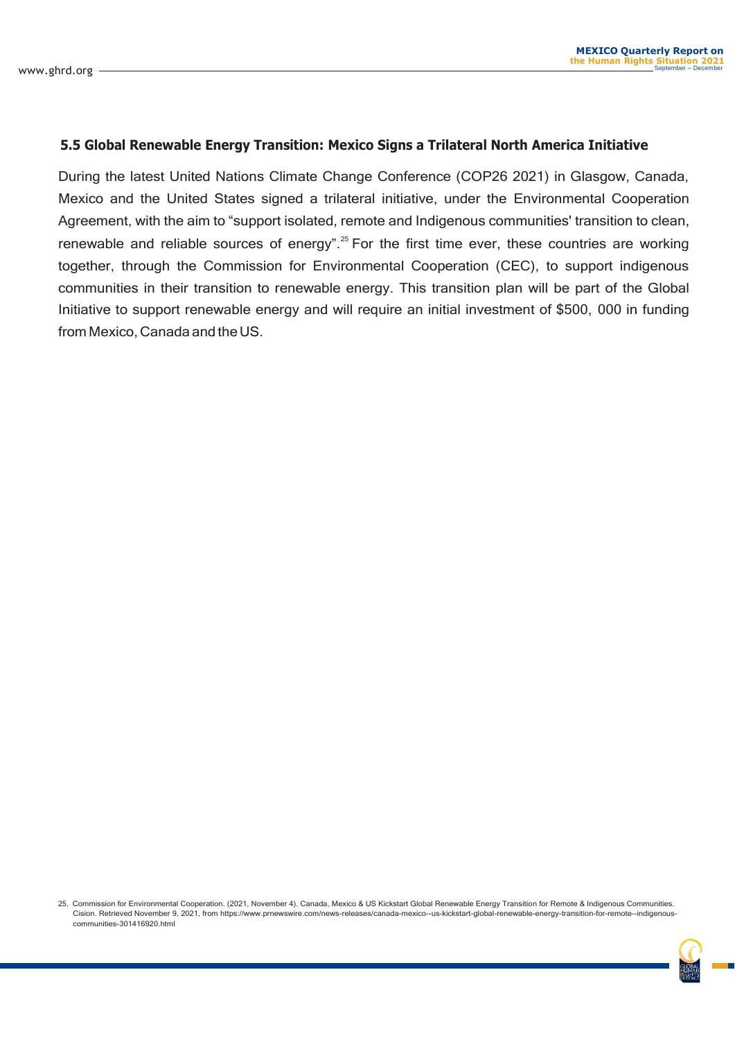### 5.5 Global Renewable Energy Transition: Mexico Signs a Trilateral North America Initiative

During the latest United Nations Climate Change Conference (COP26 2021) in Glasgow, Canada, Mexico and the United States signed a trilateral initiative, under the Environmental Cooperation Agreement, with the aim to "support isolated, remote and Indigenous communities' transition to clean, renewable and reliable sources of energy".[25] For the first time ever, these countries are working together, through the Commission for Environmental Cooperation (CEC), to support indigenous communities in their transition to renewable energy. This transition plan will be part of the Global Initiative to support renewable energy and will require an initial investment of $500, 000 in funding from Mexico, Canada and the US.

25. Commission for Environmental Cooperation. (2021, November 4). Canada, Mexico & US Kickstart Global Renewable Energy Transition for Remote & Indigenous Communities. Cision. Retrieved November 9, 2021, from https://www.prnewswire.com/news-releases/canada-mexico--us-kickstart-global-renewable-energy-transition-for-remote--indigenous-communities-301416920.html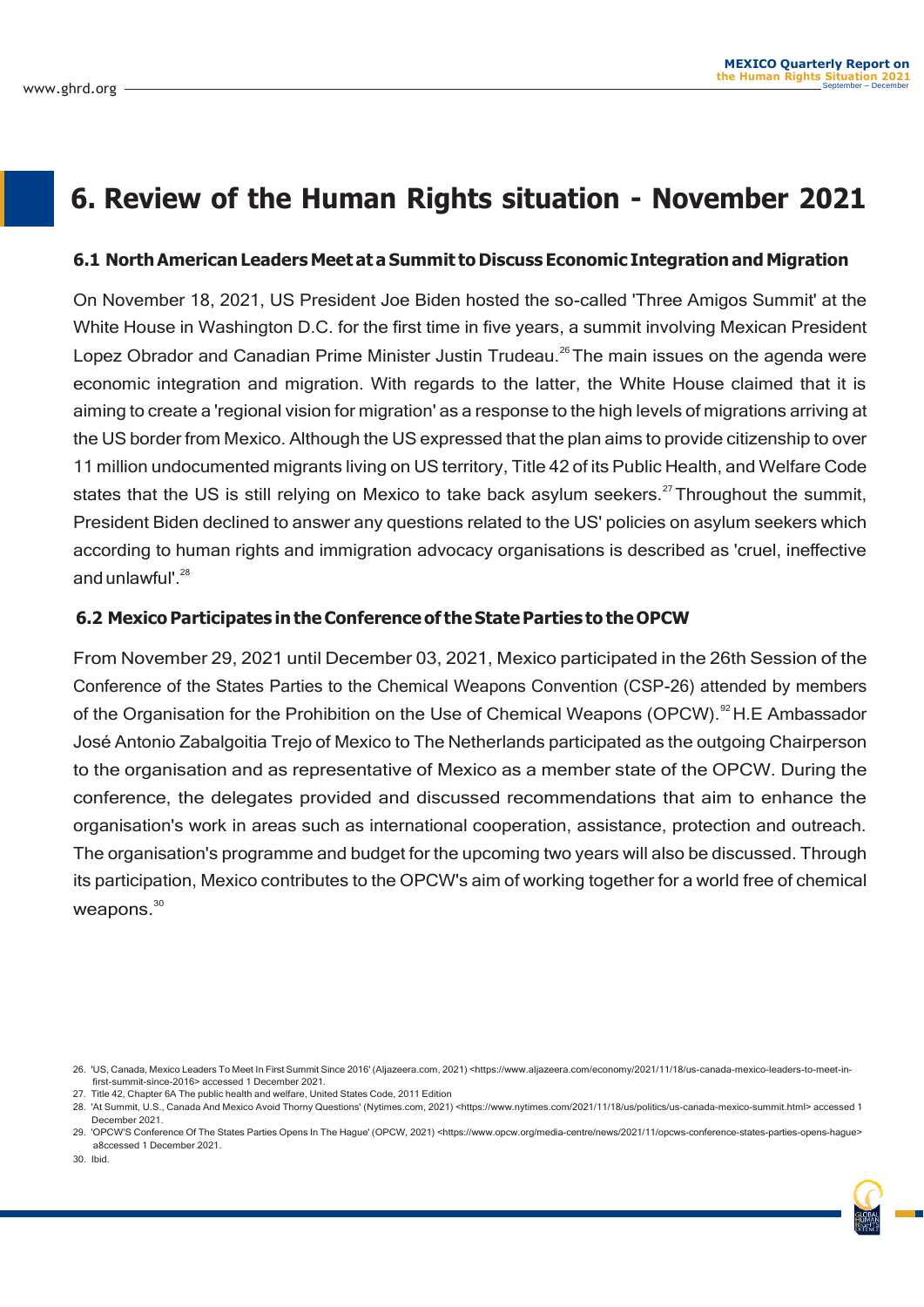# 6. Review of the Human Rights situation - November 2021

## 6.1 North American Leaders Meet at a Summit to Discuss Economic Integration and Migration

On November 18, 2021, US President Joe Biden hosted the so-called 'Three Amigos Summit' at the White House in Washington D.C. for the first time in five years, a summit involving Mexican President Lopez Obrador and Canadian Prime Minister Justin Trudeau.[26] The main issues on the agenda were economic integration and migration. With regards to the latter, the White House claimed that it is aiming to create a 'regional vision for migration' as a response to the high levels of migrations arriving at the US border from Mexico. Although the US expressed that the plan aims to provide citizenship to over 11 million undocumented migrants living on US territory, Title 42 of its Public Health, and Welfare Code states that the US is still relying on Mexico to take back asylum seekers.[27] Throughout the summit, President Biden declined to answer any questions related to the US' policies on asylum seekers which according to human rights and immigration advocacy organisations is described as 'cruel, ineffective and unlawful'.[28]

## 6.2 Mexico Participates in the Conference of the State Parties to the OPCW

From November 29, 2021 until December 03, 2021, Mexico participated in the 26th Session of the Conference of the States Parties to the Chemical Weapons Convention (CSP-26) attended by members of the Organisation for the Prohibition on the Use of Chemical Weapons (OPCW).[92] H.E Ambassador José Antonio Zabalgoitia Trejo of Mexico to The Netherlands participated as the outgoing Chairperson to the organisation and as representative of Mexico as a member state of the OPCW. During the conference, the delegates provided and discussed recommendations that aim to enhance the organisation's work in areas such as international cooperation, assistance, protection and outreach. The organisation's programme and budget for the upcoming two years will also be discussed. Through its participation, Mexico contributes to the OPCW's aim of working together for a world free of chemical weapons.[30]

---

26. 'US, Canada, Mexico Leaders To Meet In First Summit Since 2016' (Aljazeera.com, 2021) <https://www.aljazeera.com/economy/2021/11/18/us-canada-mexico-leaders-to-meet-in-first-summit-since-2016> accessed 1 December 2021.
27. Title 42, Chapter 6A The public health and welfare, United States Code, 2011 Edition
28. 'At Summit, U.S., Canada And Mexico Avoid Thorny Questions' (Nytimes.com, 2021) <https://www.nytimes.com/2021/11/18/us/politics/us-canada-mexico-summit.html> accessed 1 December 2021.
29. 'OPCW'S Conference Of The States Parties Opens In The Hague' (OPCW, 2021) <https://www.opcw.org/media-centre/news/2021/11/opcws-conference-states-parties-opens-hague> a8ccessed 1 December 2021.
30. Ibid.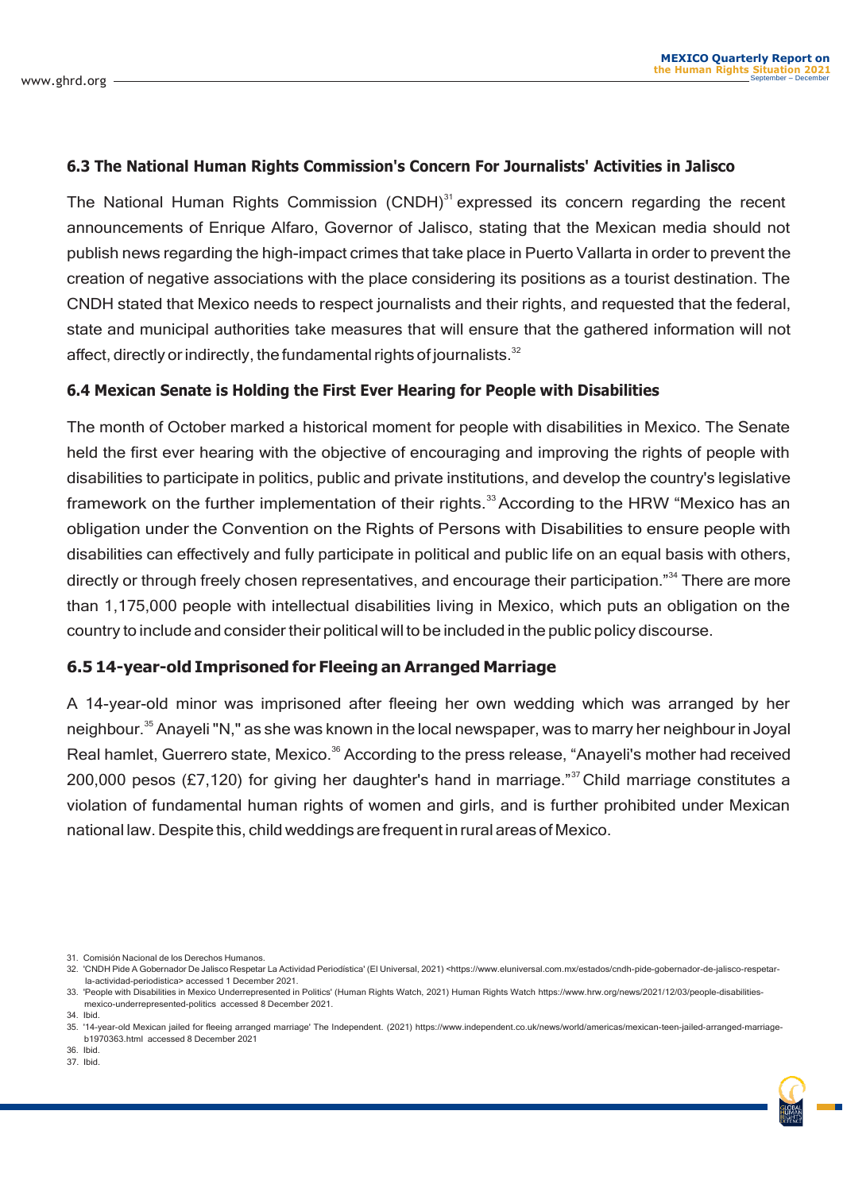### 6.3 The National Human Rights Commission's Concern For Journalists' Activities in Jalisco

The National Human Rights Commission (CNDH)[31] expressed its concern regarding the recent announcements of Enrique Alfaro, Governor of Jalisco, stating that the Mexican media should not publish news regarding the high-impact crimes that take place in Puerto Vallarta in order to prevent the creation of negative associations with the place considering its positions as a tourist destination. The CNDH stated that Mexico needs to respect journalists and their rights, and requested that the federal, state and municipal authorities take measures that will ensure that the gathered information will not affect, directly or indirectly, the fundamental rights of journalists.[32]

### 6.4 Mexican Senate is Holding the First Ever Hearing for People with Disabilities

The month of October marked a historical moment for people with disabilities in Mexico. The Senate held the first ever hearing with the objective of encouraging and improving the rights of people with disabilities to participate in politics, public and private institutions, and develop the country's legislative framework on the further implementation of their rights.[33] According to the HRW "Mexico has an obligation under the Convention on the Rights of Persons with Disabilities to ensure people with disabilities can effectively and fully participate in political and public life on an equal basis with others, directly or through freely chosen representatives, and encourage their participation."[34] There are more than 1,175,000 people with intellectual disabilities living in Mexico, which puts an obligation on the country to include and consider their political will to be included in the public policy discourse.

### 6.5 14-year-old Imprisoned for Fleeing an Arranged Marriage

A 14-year-old minor was imprisoned after fleeing her own wedding which was arranged by her neighbour.[35] Anayeli "N," as she was known in the local newspaper, was to marry her neighbour in Joyal Real hamlet, Guerrero state, Mexico.[36] According to the press release, "Anayeli's mother had received 200,000 pesos (£7,120) for giving her daughter's hand in marriage."[37] Child marriage constitutes a violation of fundamental human rights of women and girls, and is further prohibited under Mexican national law. Despite this, child weddings are frequent in rural areas of Mexico.

31. Comisión Nacional de los Derechos Humanos.
32. 'CNDH Pide A Gobernador De Jalisco Respetar La Actividad Periodística' (El Universal, 2021) <https://www.eluniversal.com.mx/estados/cndh-pide-gobernador-de-jalisco-respetar-la-actividad-periodistica> accessed 1 December 2021.
33. 'People with Disabilities in Mexico Underrepresented in Politics' (Human Rights Watch, 2021) Human Rights Watch https://www.hrw.org/news/2021/12/03/people-disabilities-mexico-underrepresented-politics accessed 8 December 2021.
34. Ibid.
35. '14-year-old Mexican jailed for fleeing arranged marriage' The Independent. (2021) https://www.independent.co.uk/news/world/americas/mexican-teen-jailed-arranged-marriage-b1970363.html accessed 8 December 2021
36. Ibid.
37. Ibid.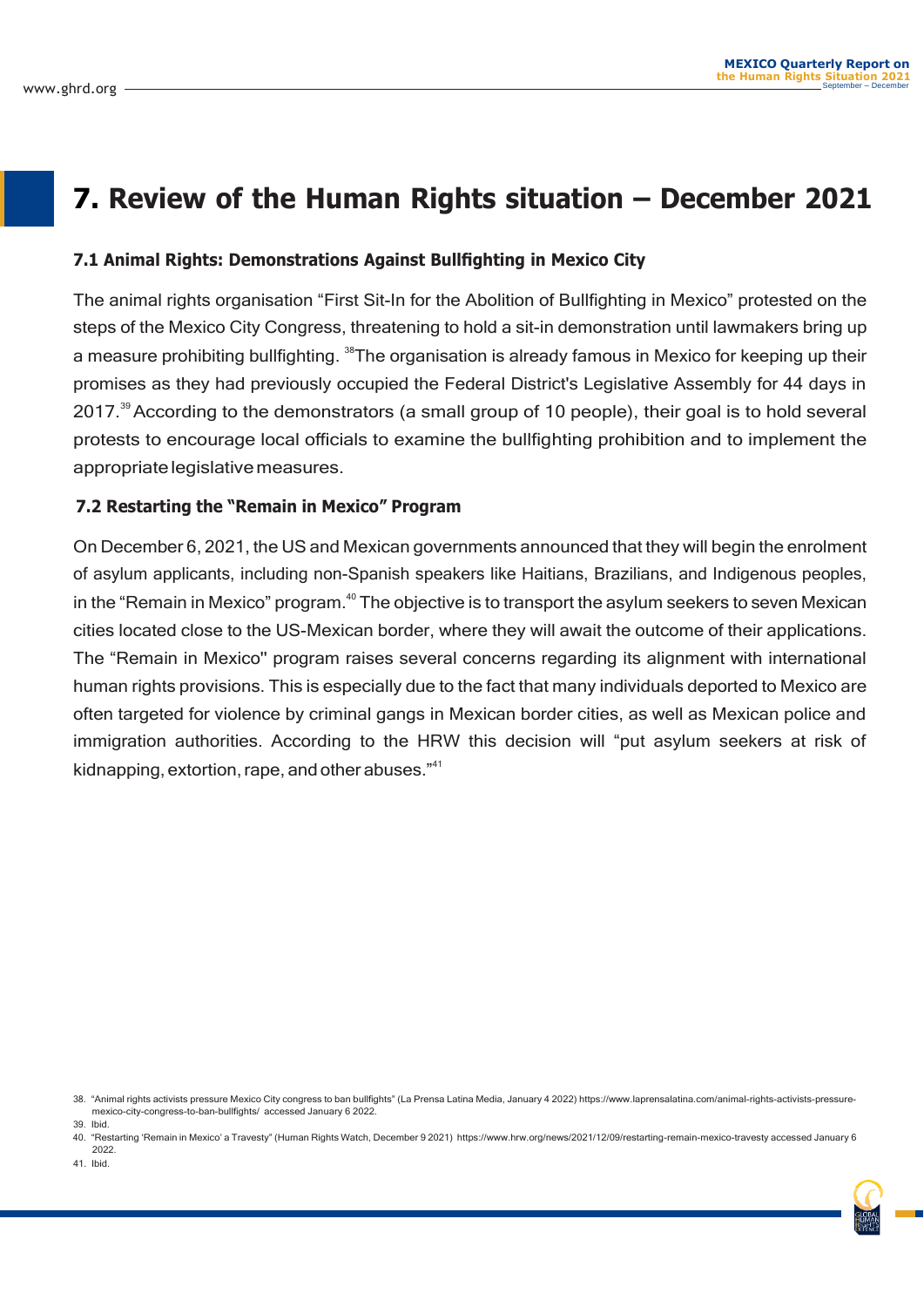# 7. Review of the Human Rights situation – December 2021

### 7.1 Animal Rights: Demonstrations Against Bullfighting in Mexico City

The animal rights organisation “First Sit-In for the Abolition of Bullfighting in Mexico” protested on the steps of the Mexico City Congress, threatening to hold a sit-in demonstration until lawmakers bring up a measure prohibiting bullfighting. [38]The organisation is already famous in Mexico for keeping up their promises as they had previously occupied the Federal District's Legislative Assembly for 44 days in 2017.[39] According to the demonstrators (a small group of 10 people), their goal is to hold several protests to encourage local officials to examine the bullfighting prohibition and to implement the appropriate legislative measures.

### 7.2 Restarting the “Remain in Mexico” Program

On December 6, 2021, the US and Mexican governments announced that they will begin the enrolment of asylum applicants, including non-Spanish speakers like Haitians, Brazilians, and Indigenous peoples, in the “Remain in Mexico” program.[40] The objective is to transport the asylum seekers to seven Mexican cities located close to the US-Mexican border, where they will await the outcome of their applications. The “Remain in Mexico" program raises several concerns regarding its alignment with international human rights provisions. This is especially due to the fact that many individuals deported to Mexico are often targeted for violence by criminal gangs in Mexican border cities, as well as Mexican police and immigration authorities. According to the HRW this decision will “put asylum seekers at risk of kidnapping, extortion, rape, and other abuses.”[41]

38. “Animal rights activists pressure Mexico City congress to ban bullfights” (La Prensa Latina Media, January 4 2022) https://www.laprensalatina.com/animal-rights-activists-pressure-mexico-city-congress-to-ban-bullfights/ accessed January 6 2022.
39. Ibid.
40. “Restarting ‘Remain in Mexico’ a Travesty” (Human Rights Watch, December 9 2021) https://www.hrw.org/news/2021/12/09/restarting-remain-mexico-travesty accessed January 6 2022.
41. Ibid.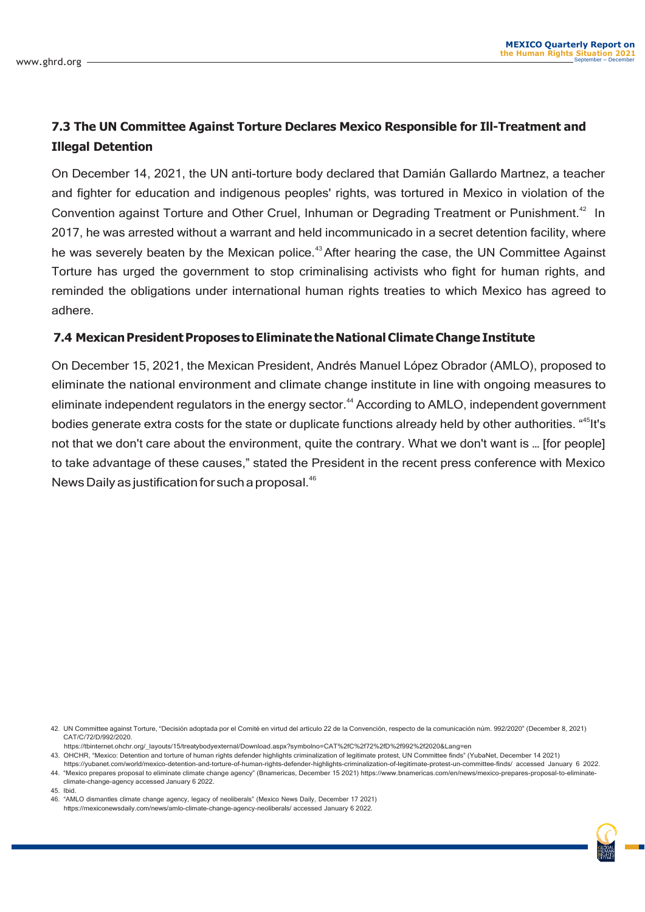### 7.3 The UN Committee Against Torture Declares Mexico Responsible for Ill-Treatment and Illegal Detention

On December 14, 2021, the UN anti-torture body declared that Damián Gallardo Martnez, a teacher and fighter for education and indigenous peoples' rights, was tortured in Mexico in violation of the Convention against Torture and Other Cruel, Inhuman or Degrading Treatment or Punishment.[42] In 2017, he was arrested without a warrant and held incommunicado in a secret detention facility, where he was severely beaten by the Mexican police.[43] After hearing the case, the UN Committee Against Torture has urged the government to stop criminalising activists who fight for human rights, and reminded the obligations under international human rights treaties to which Mexico has agreed to adhere.

### 7.4 Mexican President Proposes to Eliminate the National Climate Change Institute

On December 15, 2021, the Mexican President, Andrés Manuel López Obrador (AMLO), proposed to eliminate the national environment and climate change institute in line with ongoing measures to eliminate independent regulators in the energy sector.[44] According to AMLO, independent government bodies generate extra costs for the state or duplicate functions already held by other authorities. "[45]It's not that we don't care about the environment, quite the contrary. What we don't want is … [for people] to take advantage of these causes," stated the President in the recent press conference with Mexico News Daily as justification for such a proposal.[46]

42. UN Committee against Torture, "Decisión adoptada por el Comité en virtud del artículo 22 de la Convención, respecto de la comunicación núm. 992/2020" (December 8, 2021) CAT/C/72/D/992/2020. https://tbinternet.ohchr.org/_layouts/15/treatybodyexternal/Download.aspx?symbolno=CAT%2fC%2f72%2fD%2f992%2f2020&Lang=en
43. OHCHR, "Mexico: Detention and torture of human rights defender highlights criminalization of legitimate protest, UN Committee finds" (YubaNet, December 14 2021) https://yubanet.com/world/mexico-detention-and-torture-of-human-rights-defender-highlights-criminalization-of-legitimate-protest-un-committee-finds/ accessed January 6 2022.
44. "Mexico prepares proposal to eliminate climate change agency" (Bnamericas, December 15 2021) https://www.bnamericas.com/en/news/mexico-prepares-proposal-to-eliminate-climate-change-agency accessed January 6 2022.
45. Ibid.
46. "AMLO dismantles climate change agency, legacy of neoliberals" (Mexico News Daily, December 17 2021) https://mexiconewsdaily.com/news/amlo-climate-change-agency-neoliberals/ accessed January 6 2022.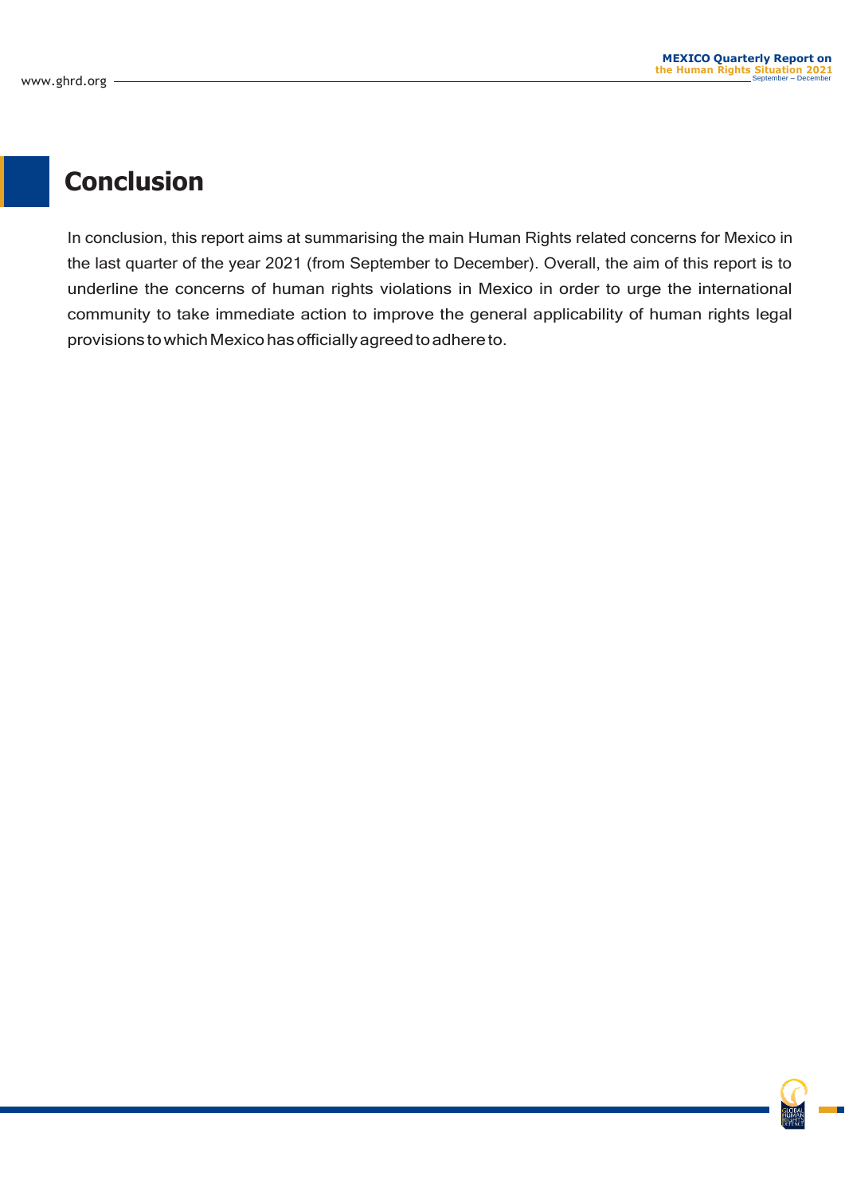# Conclusion

In conclusion, this report aims at summarising the main Human Rights related concerns for Mexico in the last quarter of the year 2021 (from September to December). Overall, the aim of this report is to underline the concerns of human rights violations in Mexico in order to urge the international community to take immediate action to improve the general applicability of human rights legal provisions to which Mexico has officially agreed to adhere to.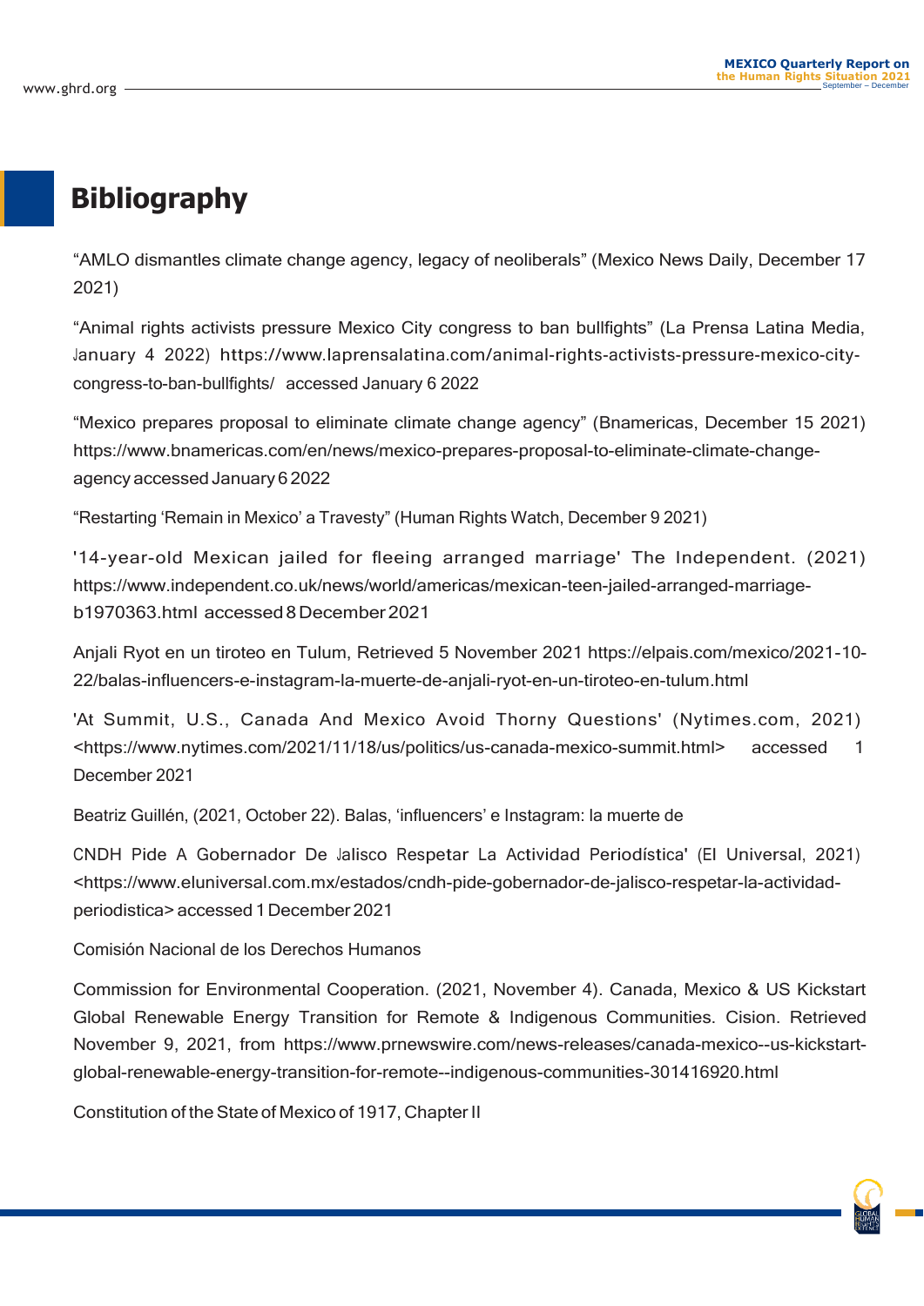# Bibliography

“AMLO dismantles climate change agency, legacy of neoliberals” (Mexico News Daily, December 17 2021)

“Animal rights activists pressure Mexico City congress to ban bullfights” (La Prensa Latina Media, January 4 2022) https://www.laprensalatina.com/animal-rights-activists-pressure-mexico-city-congress-to-ban-bullfights/ accessed January 6 2022

“Mexico prepares proposal to eliminate climate change agency” (Bnamericas, December 15 2021) https://www.bnamericas.com/en/news/mexico-prepares-proposal-to-eliminate-climate-change-agency accessed January 6 2022

“Restarting ‘Remain in Mexico’ a Travesty” (Human Rights Watch, December 9 2021)

'14-year-old Mexican jailed for fleeing arranged marriage' The Independent. (2021) https://www.independent.co.uk/news/world/americas/mexican-teen-jailed-arranged-marriage-b1970363.html accessed 8 December 2021

Anjali Ryot en un tiroteo en Tulum, Retrieved 5 November 2021 https://elpais.com/mexico/2021-10-22/balas-influencers-e-instagram-la-muerte-de-anjali-ryot-en-un-tiroteo-en-tulum.html

'At Summit, U.S., Canada And Mexico Avoid Thorny Questions' (Nytimes.com, 2021) <https://www.nytimes.com/2021/11/18/us/politics/us-canada-mexico-summit.html> accessed 1 December 2021

Beatriz Guillén, (2021, October 22). Balas, ‘influencers’ e Instagram: la muerte de

CNDH Pide A Gobernador De Jalisco Respetar La Actividad Periodística' (El Universal, 2021) <https://www.eluniversal.com.mx/estados/cndh-pide-gobernador-de-jalisco-respetar-la-actividad-periodistica> accessed 1 December 2021

Comisión Nacional de los Derechos Humanos

Commission for Environmental Cooperation. (2021, November 4). Canada, Mexico & US Kickstart Global Renewable Energy Transition for Remote & Indigenous Communities. Cision. Retrieved November 9, 2021, from https://www.prnewswire.com/news-releases/canada-mexico--us-kickstart-global-renewable-energy-transition-for-remote--indigenous-communities-301416920.html

Constitution of the State of Mexico of 1917, Chapter II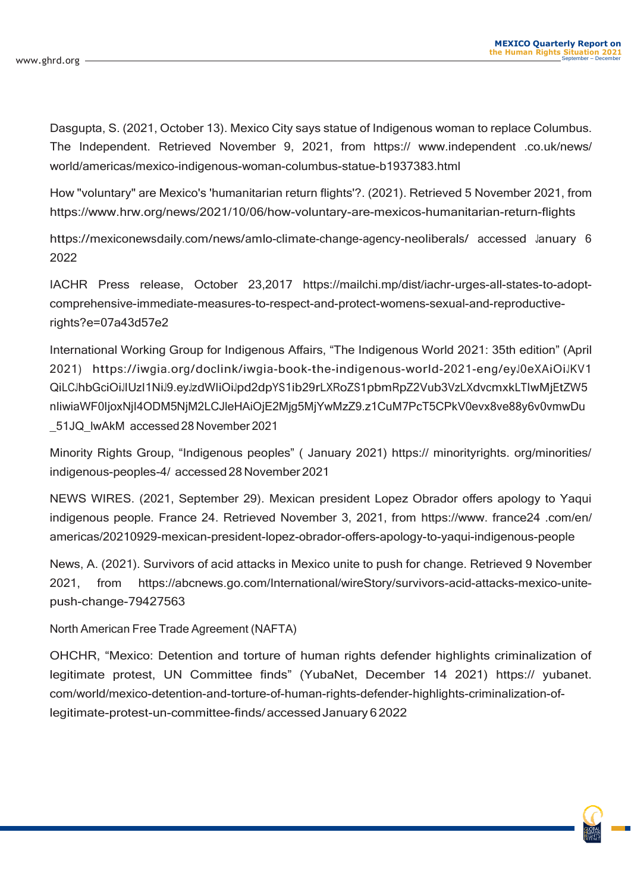Dasgupta, S. (2021, October 13). Mexico City says statue of Indigenous woman to replace Columbus. The Independent. Retrieved November 9, 2021, from https:// www.independent .co.uk/news/ world/americas/mexico-indigenous-woman-columbus-statue-b1937383.html

How "voluntary" are Mexico's 'humanitarian return flights'?. (2021). Retrieved 5 November 2021, from https://www.hrw.org/news/2021/10/06/how-voluntary-are-mexicos-humanitarian-return-flights

https://mexiconewsdaily.com/news/amlo-climate-change-agency-neoliberals/ accessed January 6 2022

IACHR Press release, October 23,2017 https://mailchi.mp/dist/iachr-urges-all-states-to-adopt-comprehensive-immediate-measures-to-respect-and-protect-womens-sexual-and-reproductive-rights?e=07a43d57e2

International Working Group for Indigenous Affairs, “The Indigenous World 2021: 35th edition” (April 2021) https://iwgia.org/doclink/iwgia-book-the-indigenous-world-2021-eng/eyJ0eXAiOiJKV1QiLCJhbGciOiJIUzI1NiJ9.eyJzdWIiOiJpd2dpYS1ib29rLXRoZS1pbmRpZ2Vub3VzLXdvcmxkLTIwMjEtZW5nIiwiaWF0IjoxNjI4ODM5NjM2LCJleHAiOjE2Mjg5MjYwMzZ9.z1CuM7PcT5CPkV0evx8ve88y6v0vmwDu_51JQ_lwAkM accessed 28 November 2021

Minority Rights Group, “Indigenous peoples” ( January 2021) https:// minorityrights. org/minorities/ indigenous-peoples-4/ accessed 28 November 2021

NEWS WIRES. (2021, September 29). Mexican president Lopez Obrador offers apology to Yaqui indigenous people. France 24. Retrieved November 3, 2021, from https://www. france24 .com/en/ americas/20210929-mexican-president-lopez-obrador-offers-apology-to-yaqui-indigenous-people

News, A. (2021). Survivors of acid attacks in Mexico unite to push for change. Retrieved 9 November 2021, from https://abcnews.go.com/International/wireStory/survivors-acid-attacks-mexico-unite-push-change-79427563

North American Free Trade Agreement (NAFTA)

OHCHR, “Mexico: Detention and torture of human rights defender highlights criminalization of legitimate protest, UN Committee finds” (YubaNet, December 14 2021) https:// yubanet. com/world/mexico-detention-and-torture-of-human-rights-defender-highlights-criminalization-of-legitimate-protest-un-committee-finds/ accessed January 6 2022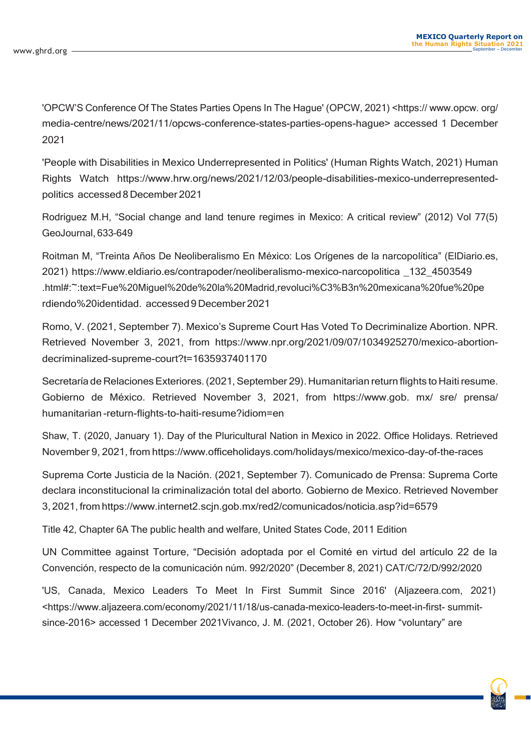'OPCW'S Conference Of The States Parties Opens In The Hague' (OPCW, 2021) <https:// www.opcw. org/ media-centre/news/2021/11/opcws-conference-states-parties-opens-hague> accessed 1 December 2021

'People with Disabilities in Mexico Underrepresented in Politics' (Human Rights Watch, 2021) Human Rights Watch https://www.hrw.org/news/2021/12/03/people-disabilities-mexico-underrepresented-politics accessed 8 December 2021

Rodriguez M.H, "Social change and land tenure regimes in Mexico: A critical review" (2012) Vol 77(5) GeoJournal, 633-649

Roitman M, "Treinta Años De Neoliberalismo En México: Los Orígenes de la narcopolítica" (ElDiario.es, 2021) https://www.eldiario.es/contrapoder/neoliberalismo-mexico-narcopolitica _132_4503549 .html#:~:text=Fue%20Miguel%20de%20la%20Madrid,revoluci%C3%B3n%20mexicana%20fue%20perdiendo%20identidad. accessed 9 December 2021

Romo, V. (2021, September 7). Mexico's Supreme Court Has Voted To Decriminalize Abortion. NPR. Retrieved November 3, 2021, from https://www.npr.org/2021/09/07/1034925270/mexico-abortion-decriminalized-supreme-court?t=1635937401170

Secretaría de Relaciones Exteriores. (2021, September 29). Humanitarian return flights to Haiti resume. Gobierno de México. Retrieved November 3, 2021, from https://www.gob. mx/ sre/ prensa/ humanitarian -return-flights-to-haiti-resume?idiom=en

Shaw, T. (2020, January 1). Day of the Pluricultural Nation in Mexico in 2022. Office Holidays. Retrieved November 9, 2021, from https://www.officeholidays.com/holidays/mexico/mexico-day-of-the-races

Suprema Corte Justicia de la Nación. (2021, September 7). Comunicado de Prensa: Suprema Corte declara inconstitucional la criminalización total del aborto. Gobierno de Mexico. Retrieved November 3, 2021, from https://www.internet2.scjn.gob.mx/red2/comunicados/noticia.asp?id=6579

Title 42, Chapter 6A The public health and welfare, United States Code, 2011 Edition

UN Committee against Torture, "Decisión adoptada por el Comité en virtud del artículo 22 de la Convención, respecto de la comunicación núm. 992/2020" (December 8, 2021) CAT/C/72/D/992/2020

'US, Canada, Mexico Leaders To Meet In First Summit Since 2016' (Aljazeera.com, 2021) <https://www.aljazeera.com/economy/2021/11/18/us-canada-mexico-leaders-to-meet-in-first- summit-since-2016> accessed 1 December 2021Vivanco, J. M. (2021, October 26). How "voluntary" are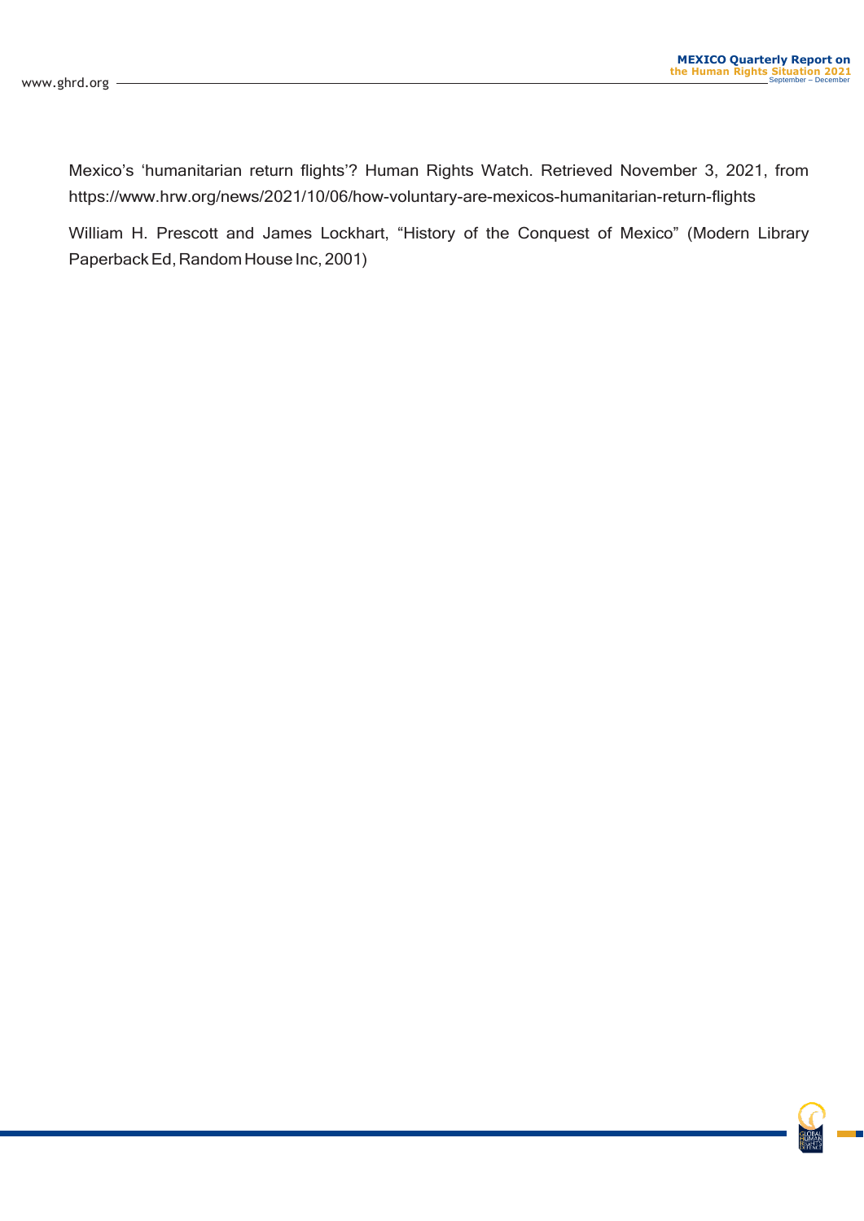Mexico's 'humanitarian return flights'? Human Rights Watch. Retrieved November 3, 2021, from https://www.hrw.org/news/2021/10/06/how-voluntary-are-mexicos-humanitarian-return-flights

William H. Prescott and James Lockhart, "History of the Conquest of Mexico" (Modern Library Paperback Ed, Random House Inc, 2001)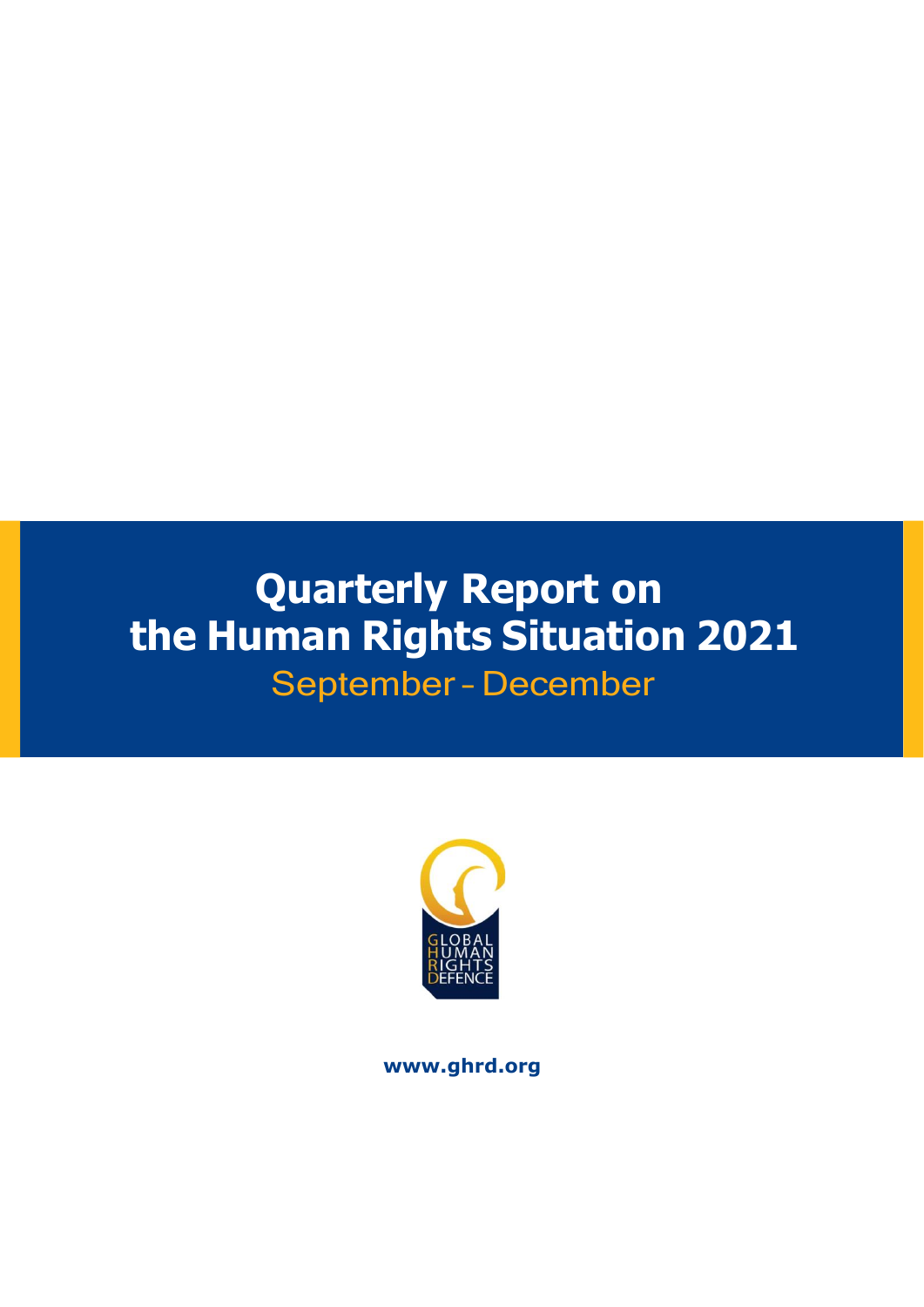# Quarterly Report on the Human Rights Situation 2021

September - December

GLOBAL HUMAN RIGHTS DEFENCE

**www.ghrd.org**